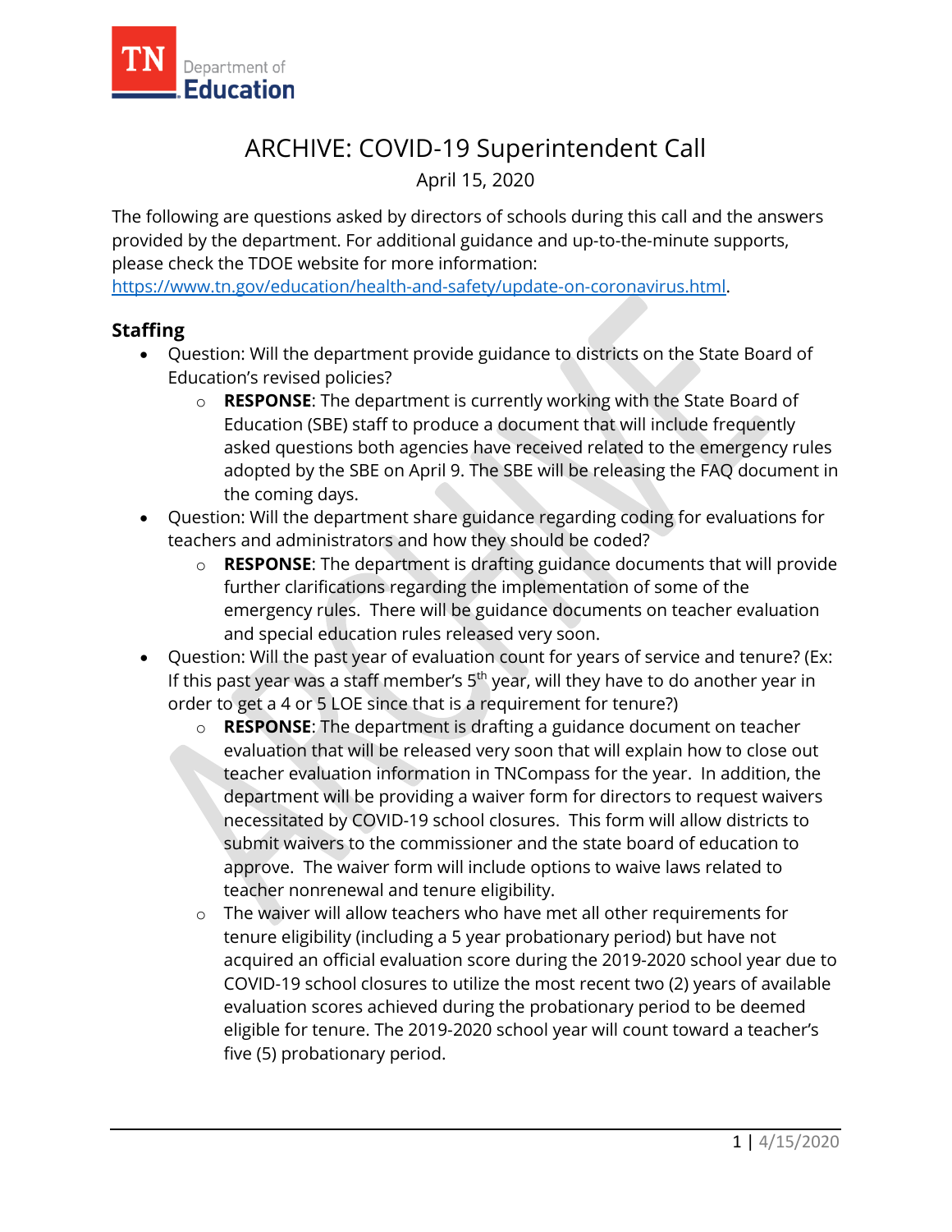# ARCHIVE: COVID-19 Superintendent Call

April 15, 2020

The following are questions asked by directors of schools during this call and the answers provided by the department. For additional guidance and up-to-the-minute supports, please check the TDOE website for more information: https://www.tn.gov/education/health-and-safety/update-on-coronavirus.html.

## Staffing

- Question: Will the department provide guidance to districts on the State Board of Education's revised policies?
    - **RESPONSE**: The department is currently working with the State Board of Education (SBE) staff to produce a document that will include frequently asked questions both agencies have received related to the emergency rules adopted by the SBE on April 9. The SBE will be releasing the FAQ document in the coming days.
- Question: Will the department share guidance regarding coding for evaluations for teachers and administrators and how they should be coded?
    - **RESPONSE**: The department is drafting guidance documents that will provide further clarifications regarding the implementation of some of the emergency rules. There will be guidance documents on teacher evaluation and special education rules released very soon.
- Question: Will the past year of evaluation count for years of service and tenure? (Ex: If this past year was a staff member's 5th year, will they have to do another year in order to get a 4 or 5 LOE since that is a requirement for tenure?)
    - **RESPONSE**: The department is drafting a guidance document on teacher evaluation that will be released very soon that will explain how to close out teacher evaluation information in TNCompass for the year. In addition, the department will be providing a waiver form for directors to request waivers necessitated by COVID-19 school closures. This form will allow districts to submit waivers to the commissioner and the state board of education to approve. The waiver form will include options to waive laws related to teacher nonrenewal and tenure eligibility.
    - The waiver will allow teachers who have met all other requirements for tenure eligibility (including a 5 year probationary period) but have not acquired an official evaluation score during the 2019-2020 school year due to COVID-19 school closures to utilize the most recent two (2) years of available evaluation scores achieved during the probationary period to be deemed eligible for tenure. The 2019-2020 school year will count toward a teacher's five (5) probationary period.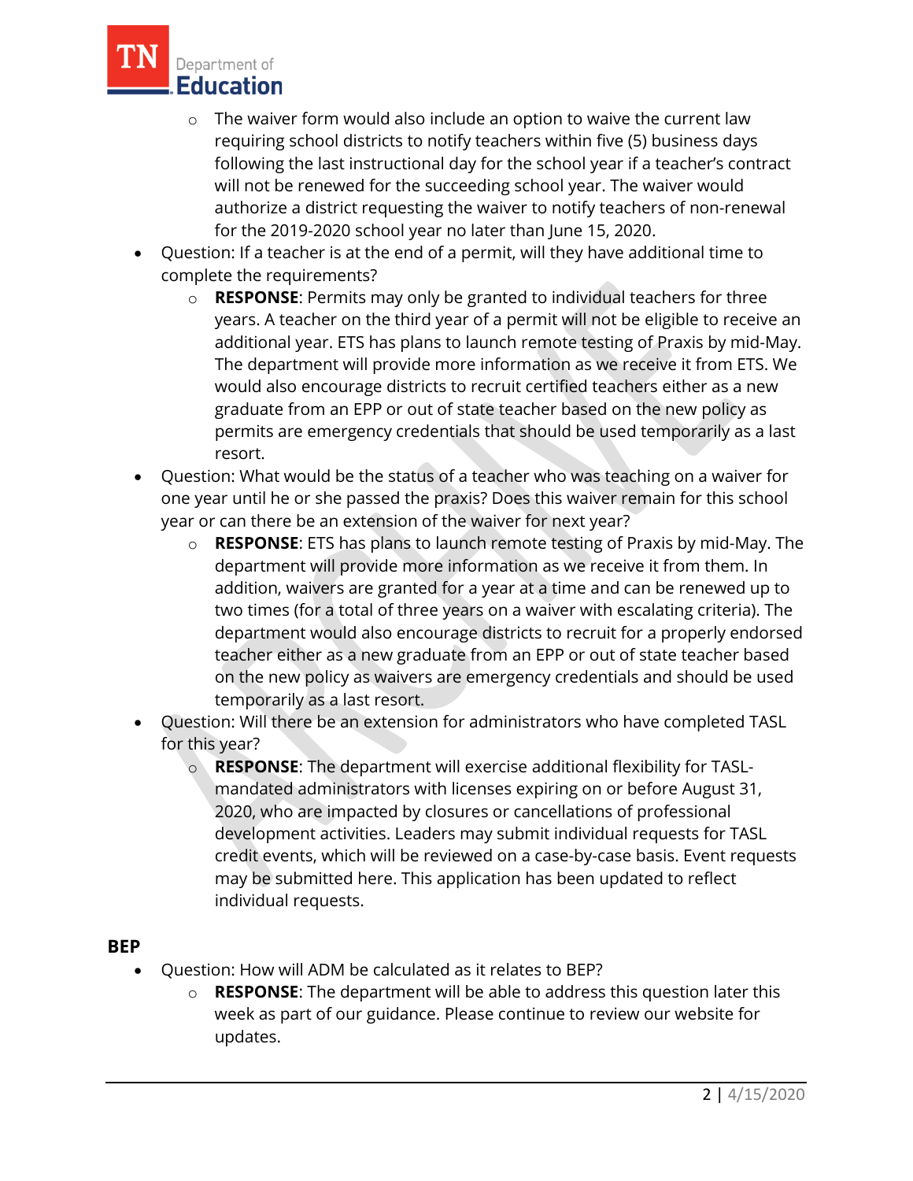- The waiver form would also include an option to waive the current law requiring school districts to notify teachers within five (5) business days following the last instructional day for the school year if a teacher's contract will not be renewed for the succeeding school year. The waiver would authorize a district requesting the waiver to notify teachers of non-renewal for the 2019-2020 school year no later than June 15, 2020.

- Question: If a teacher is at the end of a permit, will they have additional time to complete the requirements?
  - **RESPONSE**: Permits may only be granted to individual teachers for three years. A teacher on the third year of a permit will not be eligible to receive an additional year. ETS has plans to launch remote testing of Praxis by mid-May. The department will provide more information as we receive it from ETS. We would also encourage districts to recruit certified teachers either as a new graduate from an EPP or out of state teacher based on the new policy as permits are emergency credentials that should be used temporarily as a last resort.
- Question: What would be the status of a teacher who was teaching on a waiver for one year until he or she passed the praxis? Does this waiver remain for this school year or can there be an extension of the waiver for next year?
  - **RESPONSE**: ETS has plans to launch remote testing of Praxis by mid-May. The department will provide more information as we receive it from them. In addition, waivers are granted for a year at a time and can be renewed up to two times (for a total of three years on a waiver with escalating criteria). The department would also encourage districts to recruit for a properly endorsed teacher either as a new graduate from an EPP or out of state teacher based on the new policy as waivers are emergency credentials and should be used temporarily as a last resort.
- Question: Will there be an extension for administrators who have completed TASL for this year?
  - **RESPONSE**: The department will exercise additional flexibility for TASL-mandated administrators with licenses expiring on or before August 31, 2020, who are impacted by closures or cancellations of professional development activities. Leaders may submit individual requests for TASL credit events, which will be reviewed on a case-by-case basis. Event requests may be submitted here. This application has been updated to reflect individual requests.

### BEP

- Question: How will ADM be calculated as it relates to BEP?
  - **RESPONSE**: The department will be able to address this question later this week as part of our guidance. Please continue to review our website for updates.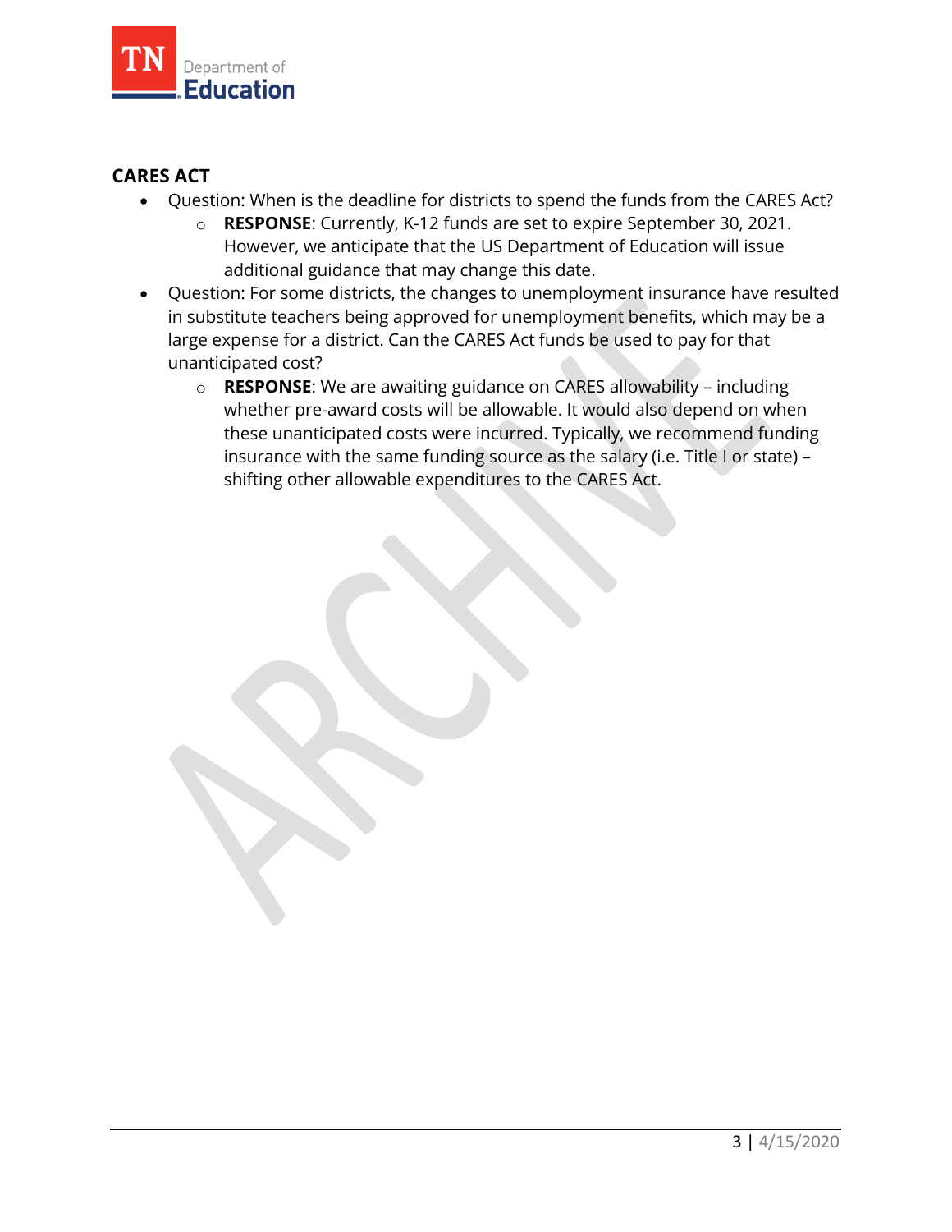## CARES ACT

- Question: When is the deadline for districts to spend the funds from the CARES Act?
  - **RESPONSE**: Currently, K-12 funds are set to expire September 30, 2021. However, we anticipate that the US Department of Education will issue additional guidance that may change this date.
- Question: For some districts, the changes to unemployment insurance have resulted in substitute teachers being approved for unemployment benefits, which may be a large expense for a district. Can the CARES Act funds be used to pay for that unanticipated cost?
  - **RESPONSE**: We are awaiting guidance on CARES allowability – including whether pre-award costs will be allowable. It would also depend on when these unanticipated costs were incurred. Typically, we recommend funding insurance with the same funding source as the salary (i.e. Title I or state) – shifting other allowable expenditures to the CARES Act.